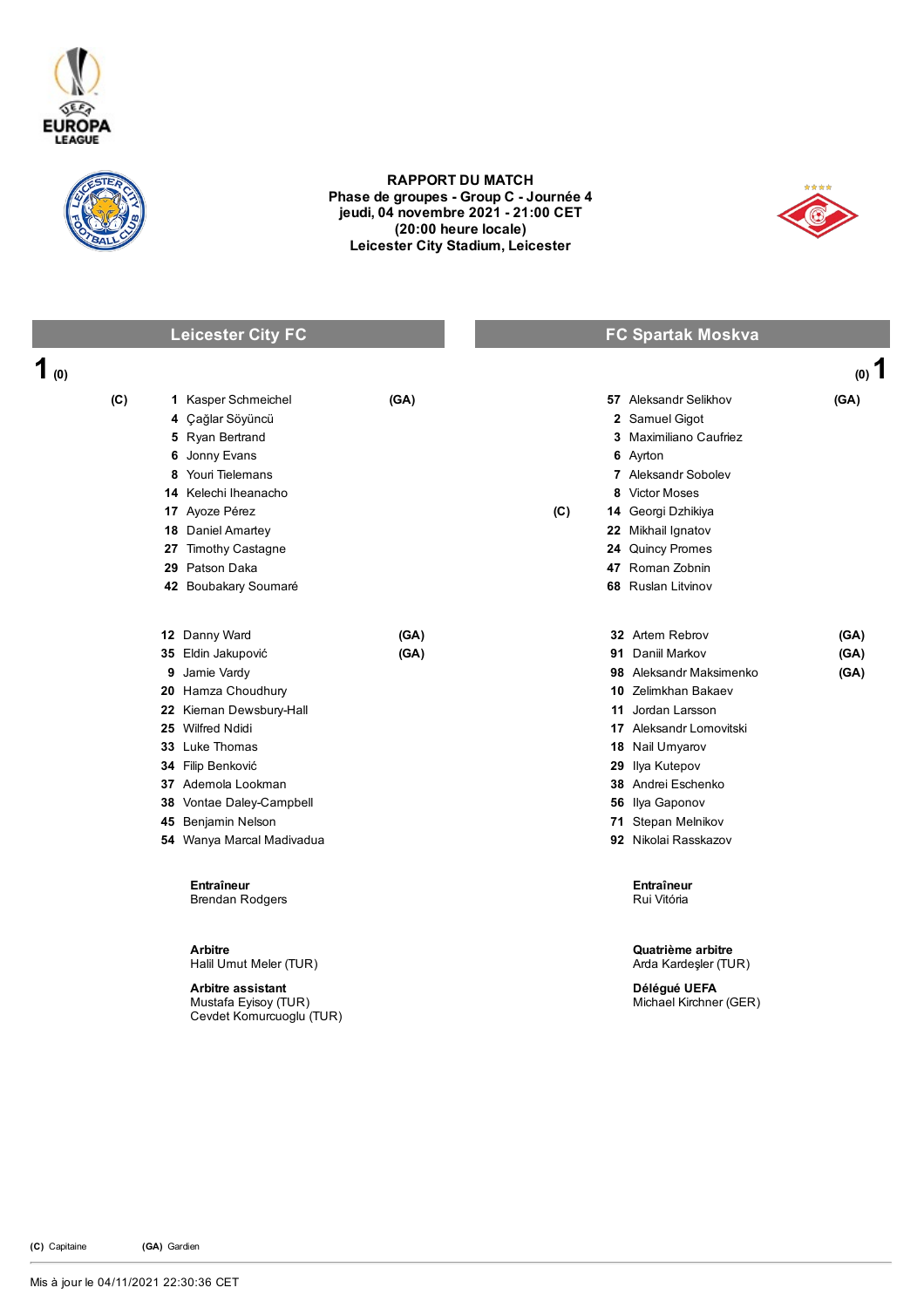# RAPPORT DU MATCH

**Phase de groupes - Group C - Journée 4**
**jeudi, 04 novembre 2021 - 21:00 CET**
**(20:00 heure locale)**
**Leicester City Stadium, Leicester**

| Leicester City FC | | | | | FC Spartak Moskva | | | |
|---|---|---|---|---|---|---|---|---|
| **1** (0) | | | | | | | | (0) **1** |
| (C) | 1 | Kasper Schmeichel | (GA) | | | 57 | Aleksandr Selikhov | (GA) |
| | 4 | Çağlar Söyüncü | | | | 2 | Samuel Gigot | |
| | 5 | Ryan Bertrand | | | | 3 | Maximiliano Caufriez | |
| | 6 | Jonny Evans | | | | 6 | Ayrton | |
| | 8 | Youri Tielemans | | | | 7 | Aleksandr Sobolev | |
| | 14 | Kelechi Iheanacho | | | | 8 | Victor Moses | |
| | 17 | Ayoze Pérez | | | (C) | 14 | Georgi Dzhikiya | |
| | 18 | Daniel Amartey | | | | 22 | Mikhail Ignatov | |
| | 27 | Timothy Castagne | | | | 24 | Quincy Promes | |
| | 29 | Patson Daka | | | | 47 | Roman Zobnin | |
| | 42 | Boubakary Soumaré | | | | 68 | Ruslan Litvinov | |
| | | | | | | | | |
| | 12 | Danny Ward | (GA) | | | 32 | Artem Rebrov | (GA) |
| | 35 | Eldin Jakupović | (GA) | | | 91 | Daniil Markov | (GA) |
| | 9 | Jamie Vardy | | | | 98 | Aleksandr Maksimenko | (GA) |
| | 20 | Hamza Choudhury | | | | 10 | Zelimkhan Bakaev | |
| | 22 | Kiernan Dewsbury-Hall | | | | 11 | Jordan Larsson | |
| | 25 | Wilfred Ndidi | | | | 17 | Aleksandr Lomovitski | |
| | 33 | Luke Thomas | | | | 18 | Nail Umyarov | |
| | 34 | Filip Benković | | | | 29 | Ilya Kutepov | |
| | 37 | Ademola Lookman | | | | 38 | Andrei Eschenko | |
| | 38 | Vontae Daley-Campbell | | | | 56 | Ilya Gaponov | |
| | 45 | Benjamin Nelson | | | | 71 | Stepan Melnikov | |
| | 54 | Wanya Marcal Madivadua | | | | 92 | Nikolai Rasskazov | |

**Entraîneur**
Brendan Rodgers

**Entraîneur**
Rui Vitória

**Arbitre**
Halil Umut Meler (TUR)

**Arbitre assistant**
Mustafa Eyisoy (TUR)
Cevdet Komurcuoglu (TUR)

**Quatrième arbitre**
Arda Kardeşler (TUR)

**Délégué UEFA**
Michael Kirchner (GER)

**(C)** Capitaine **(GA)** Gardien

Mis à jour le 04/11/2021 22:30:36 CET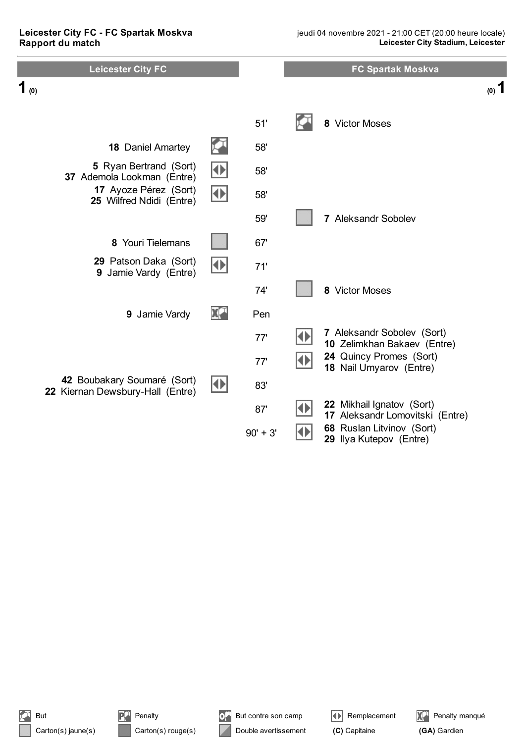**Leicester City FC - FC Spartak Moskva**
**Rapport du match**

jeudi 04 novembre 2021 - 21:00 CET (20:00 heure locale)
**Leicester City Stadium, Leicester**

| Leicester City FC | | | | FC Spartak Moskva |
|---|---|---|---|---|
| **1** (0) | | | | (0) **1** |
| | | 51' | But | **8** Victor Moses |
| **18** Daniel Amartey | But | 58' | | |
| **5** Ryan Bertrand (Sort) / **37** Ademola Lookman (Entre) | Remplacement | 58' | | |
| **17** Ayoze Pérez (Sort) / **25** Wilfred Ndidi (Entre) | Remplacement | 58' | | |
| | | 59' | Carton(s) jaune(s) | **7** Aleksandr Sobolev |
| **8** Youri Tielemans | Carton(s) jaune(s) | 67' | | |
| **29** Patson Daka (Sort) / **9** Jamie Vardy (Entre) | Remplacement | 71' | | |
| | | 74' | Carton(s) jaune(s) | **8** Victor Moses |
| **9** Jamie Vardy | Penalty manqué | Pen | | |
| | | 77' | Remplacement | **7** Aleksandr Sobolev (Sort) / **10** Zelimkhan Bakaev (Entre) |
| | | 77' | Remplacement | **24** Quincy Promes (Sort) / **18** Nail Umyarov (Entre) |
| **42** Boubakary Soumaré (Sort) / **22** Kiernan Dewsbury-Hall (Entre) | Remplacement | 83' | | |
| | | 87' | Remplacement | **22** Mikhail Ignatov (Sort) / **17** Aleksandr Lomovitski (Entre) |
| | | 90' + 3' | Remplacement | **68** Ruslan Litvinov (Sort) / **29** Ilya Kutepov (Entre) |

But | Penalty | But contre son camp | Remplacement | Penalty manqué
Carton(s) jaune(s) | Carton(s) rouge(s) | Double avertissement | **(C)** Capitaine | **(GA)** Gardien